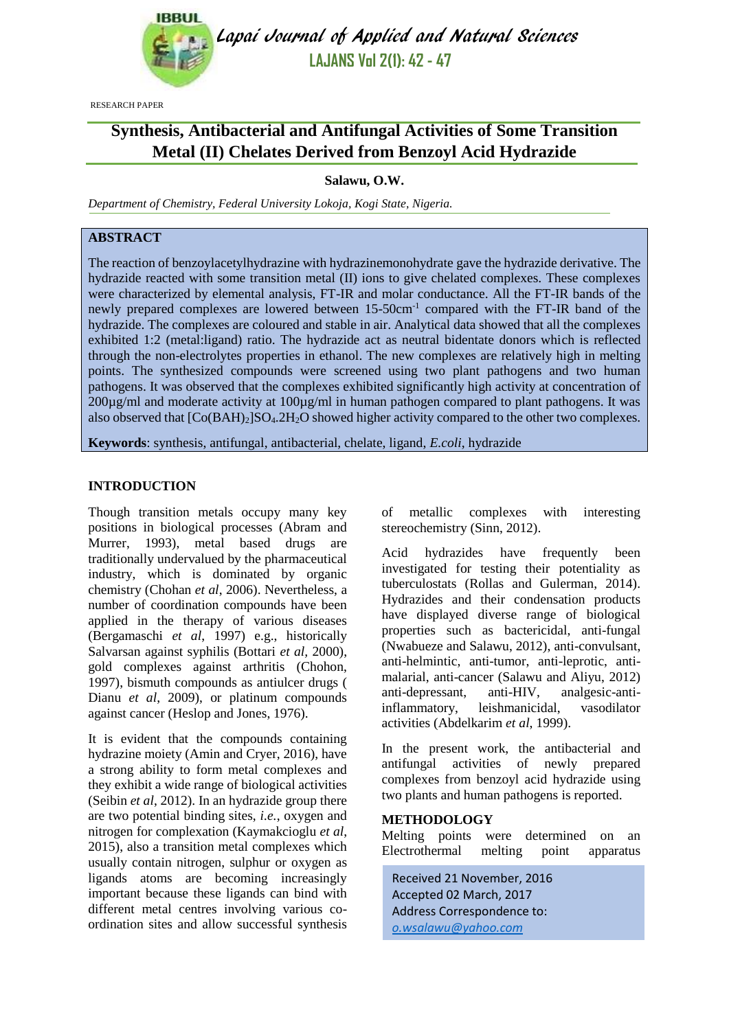RESEARCH PAPER

# Synthesis, Antibacterial and Antifungal Activities of Some Transition Metal (II) Chelates Derived from Benzoyl Acid Hydrazide

**Salawu, O.W.**

*Department of Chemistry, Federal University Lokoja, Kogi State, Nigeria.*

## ABSTRACT

The reaction of benzoylacetylhydrazine with hydrazinemonohydrate gave the hydrazide derivative. The hydrazide reacted with some transition metal (II) ions to give chelated complexes. These complexes were characterized by elemental analysis, FT-IR and molar conductance. All the FT-IR bands of the newly prepared complexes are lowered between 15-50cm$^{-1}$ compared with the FT-IR band of the hydrazide. The complexes are coloured and stable in air. Analytical data showed that all the complexes exhibited 1:2 (metal:ligand) ratio. The hydrazide act as neutral bidentate donors which is reflected through the non-electrolytes properties in ethanol. The new complexes are relatively high in melting points. The synthesized compounds were screened using two plant pathogens and two human pathogens. It was observed that the complexes exhibited significantly high activity at concentration of 200µg/ml and moderate activity at 100µg/ml in human pathogen compared to plant pathogens. It was also observed that $[Co(BAH)_2]SO_4.2H_2O$ showed higher activity compared to the other two complexes.

**Keywords**: synthesis, antifungal, antibacterial, chelate, ligand, *E.coli*, hydrazide

## INTRODUCTION

Though transition metals occupy many key positions in biological processes (Abram and Murrer, 1993), metal based drugs are traditionally undervalued by the pharmaceutical industry, which is dominated by organic chemistry (Chohan *et al*, 2006). Nevertheless, a number of coordination compounds have been applied in the therapy of various diseases (Bergamaschi *et al*, 1997) e.g., historically Salvarsan against syphilis (Bottari *et al*, 2000), gold complexes against arthritis (Chohon, 1997), bismuth compounds as antiulcer drugs ( Dianu *et al*, 2009), or platinum compounds against cancer (Heslop and Jones, 1976).

It is evident that the compounds containing hydrazine moiety (Amin and Cryer, 2016), have a strong ability to form metal complexes and they exhibit a wide range of biological activities (Seibin *et al*, 2012). In an hydrazide group there are two potential binding sites, *i.e.*, oxygen and nitrogen for complexation (Kaymakcioglu *et al*, 2015), also a transition metal complexes which usually contain nitrogen, sulphur or oxygen as ligands atoms are becoming increasingly important because these ligands can bind with different metal centres involving various co-ordination sites and allow successful synthesis of metallic complexes with interesting stereochemistry (Sinn, 2012).

Acid hydrazides have frequently been investigated for testing their potentiality as tuberculostats (Rollas and Gulerman, 2014). Hydrazides and their condensation products have displayed diverse range of biological properties such as bactericidal, anti-fungal (Nwabueze and Salawu, 2012), anti-convulsant, anti-helmintic, anti-tumor, anti-leprotic, anti-malarial, anti-cancer (Salawu and Aliyu, 2012) anti-depressant, anti-HIV, analgesic-anti-inflammatory, leishmanicidal, vasodilator activities (Abdelkarim *et al*, 1999).

In the present work, the antibacterial and antifungal activities of newly prepared complexes from benzoyl acid hydrazide using two plants and human pathogens is reported.

## METHODOLOGY

Melting points were determined on an Electrothermal melting point apparatus

Received 21 November, 2016
Accepted 02 March, 2017
Address Correspondence to:
*o.wsalawu@yahoo.com*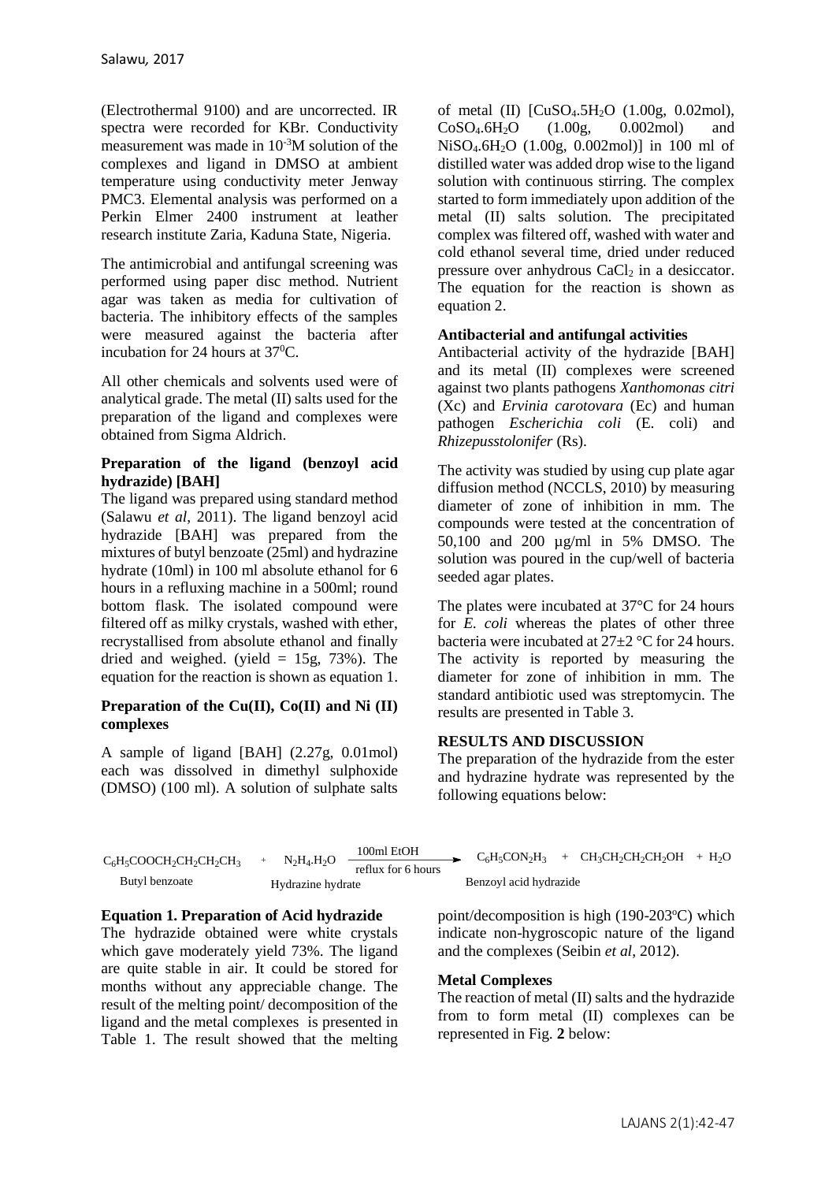(Electrothermal 9100) and are uncorrected. IR spectra were recorded for KBr. Conductivity measurement was made in $10^{-3}$M solution of the complexes and ligand in DMSO at ambient temperature using conductivity meter Jenway PMC3. Elemental analysis was performed on a Perkin Elmer 2400 instrument at leather research institute Zaria, Kaduna State, Nigeria.

The antimicrobial and antifungal screening was performed using paper disc method. Nutrient agar was taken as media for cultivation of bacteria. The inhibitory effects of the samples were measured against the bacteria after incubation for 24 hours at $37^0$C.

All other chemicals and solvents used were of analytical grade. The metal (II) salts used for the preparation of the ligand and complexes were obtained from Sigma Aldrich.

**Preparation of the ligand (benzoyl acid hydrazide) [BAH]**

The ligand was prepared using standard method (Salawu *et al*, 2011). The ligand benzoyl acid hydrazide [BAH] was prepared from the mixtures of butyl benzoate (25ml) and hydrazine hydrate (10ml) in 100 ml absolute ethanol for 6 hours in a refluxing machine in a 500ml; round bottom flask. The isolated compound were filtered off as milky crystals, washed with ether, recrystallised from absolute ethanol and finally dried and weighed. (yield = 15g, 73%). The equation for the reaction is shown as equation 1.

**Preparation of the Cu(II), Co(II) and Ni (II) complexes**

A sample of ligand [BAH] (2.27g, 0.01mol) each was dissolved in dimethyl sulphoxide (DMSO) (100 ml). A solution of sulphate salts of metal (II) [$CuSO_4.5H_2O$ (1.00g, 0.02mol), $CoSO_4.6H_2O$ (1.00g, 0.002mol) and $NiSO_4.6H_2O$ (1.00g, 0.002mol)] in 100 ml of distilled water was added drop wise to the ligand solution with continuous stirring. The complex started to form immediately upon addition of the metal (II) salts solution. The precipitated complex was filtered off, washed with water and cold ethanol several time, dried under reduced pressure over anhydrous $CaCl_2$ in a desiccator. The equation for the reaction is shown as equation 2.

**Antibacterial and antifungal activities**

Antibacterial activity of the hydrazide [BAH] and its metal (II) complexes were screened against two plants pathogens *Xanthomonas citri* (Xc) and *Ervinia carotovara* (Ec) and human pathogen *Escherichia coli* (E. coli) and *Rhizepusstolonifer* (Rs).

The activity was studied by using cup plate agar diffusion method (NCCLS, 2010) by measuring diameter of zone of inhibition in mm. The compounds were tested at the concentration of 50,100 and 200 µg/ml in 5% DMSO. The solution was poured in the cup/well of bacteria seeded agar plates.

The plates were incubated at 37°C for 24 hours for *E. coli* whereas the plates of other three bacteria were incubated at 27±2 °C for 24 hours. The activity is reported by measuring the diameter for zone of inhibition in mm. The standard antibiotic used was streptomycin. The results are presented in Table 3.

**RESULTS AND DISCUSSION**

The preparation of the hydrazide from the ester and hydrazine hydrate was represented by the following equations below:

$$\underset{\text{Butyl benzoate}}{C_6H_5COOCH_2CH_2CH_2CH_3} + \underset{\text{Hydrazine hydrate}}{N_2H_4.H_2O} \xrightarrow[\text{reflux for 6 hours}]{\text{100ml EtOH}} \underset{\text{Benzoyl acid hydrazide}}{C_6H_5CON_2H_3} + CH_3CH_2CH_2CH_2OH + H_2O$$

**Equation 1. Preparation of Acid hydrazide**

The hydrazide obtained were white crystals which gave moderately yield 73%. The ligand are quite stable in air. It could be stored for months without any appreciable change. The result of the melting point/ decomposition of the ligand and the metal complexes is presented in Table 1. The result showed that the melting point/decomposition is high (190-203°C) which indicate non-hygroscopic nature of the ligand and the complexes (Seibin *et al*, 2012).

**Metal Complexes**

The reaction of metal (II) salts and the hydrazide from to form metal (II) complexes can be represented in Fig. **2** below: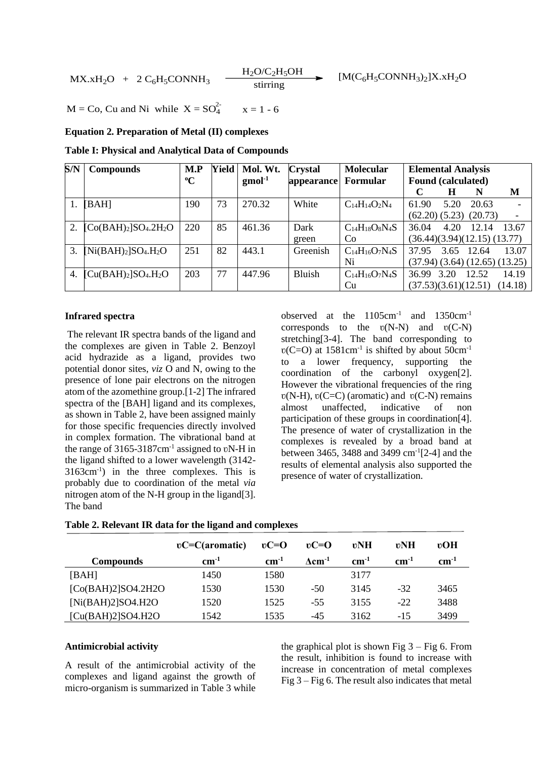$$MX.xH_2O \;+\; 2\,C_6H_5CONNH_3 \xrightarrow[\text{stirring}]{H_2O/C_2H_5OH} [M(C_6H_5CONNH_3)_2]X.xH_2O$$

$M$ = Co, Cu and Ni while $X = SO_4^{2-}$ $\quad x = 1 - 6$

**Equation 2. Preparation of Metal (II) complexes**

**Table I: Physical and Analytical Data of Compounds**

| S/N | Compounds | M.P ºC | Yield | Mol. Wt. $gmol^{-1}$ | Crystal appearance | Molecular Formular | Elemental Analysis Found (calculated) | | | |
|---|---|---|---|---|---|---|---|---|---|---|
| | | | | | | | C | H | N | M |
| 1. | [BAH] | 190 | 73 | 270.32 | White | $C_{14}H_{14}O_2N_4$ | 61.90 (62.20) | 5.20 (5.23) | 20.63 (20.73) | - |
| 2. | $[Co(BAH)_2]SO_4.2H_2O$ | 220 | 85 | 461.36 | Dark green | $C_{14}H_{18}O_8N_4SCo$ | 36.04 (36.44) | 4.20 (3.94) | 12.14 (12.15) | 13.67 (13.77) |
| 3. | $[Ni(BAH)_2]SO_4.H_2O$ | 251 | 82 | 443.1 | Greenish | $C_{14}H_{16}O_7N_4SNi$ | 37.95 (37.94) | 3.65 (3.64) | 12.64 (12.65) | 13.07 (13.25) |
| 4. | $[Cu(BAH)_2]SO_4.H_2O$ | 203 | 77 | 447.96 | Bluish | $C_{14}H_{16}O_7N_4SCu$ | 36.99 (37.53) | 3.20 (3.61) | 12.52 (12.51) | 14.19 (14.18) |

### Infrared spectra

The relevant IR spectra bands of the ligand and the complexes are given in Table 2. Benzoyl acid hydrazide as a ligand, provides two potential donor sites, *viz* O and N, owing to the presence of lone pair electrons on the nitrogen atom of the azomethine group.[1-2] The infrared spectra of the [BAH] ligand and its complexes, as shown in Table 2, have been assigned mainly for those specific frequencies directly involved in complex formation. The vibrational band at the range of 3165-3187cm$^{-1}$ assigned to υN-H in the ligand shifted to a lower wavelength (3142-3163cm$^{-1}$) in the three complexes. This is probably due to coordination of the metal *via* nitrogen atom of the N-H group in the ligand[3]. The band observed at the 1105cm$^{-1}$ and 1350cm$^{-1}$ corresponds to the υ(N-N) and υ(C-N) stretching[3-4]. The band corresponding to υ(C=O) at 1581cm$^{-1}$ is shifted by about 50cm$^{-1}$ to a lower frequency, supporting the coordination of the carbonyl oxygen[2]. However the vibrational frequencies of the ring υ(N-H), υ(C=C) (aromatic) and υ(C-N) remains almost unaffected, indicative of non participation of these groups in coordination[4]. The presence of water of crystallization in the complexes is revealed by a broad band at between 3465, 3488 and 3499 cm$^{-1}$[2-4] and the results of elemental analysis also supported the presence of water of crystallization.

**Table 2. Relevant IR data for the ligand and complexes**

| Compounds | υC=C(aromatic) $cm^{-1}$ | υC=O $cm^{-1}$ | υC=O $\Delta cm^{-1}$ | υNH $cm^{-1}$ | υNH $cm^{-1}$ | υOH $cm^{-1}$ |
|---|---|---|---|---|---|---|
| [BAH] | 1450 | 1580 | | 3177 | | |
| [Co(BAH)2]SO4.2H2O | 1530 | 1530 | -50 | 3145 | -32 | 3465 |
| [Ni(BAH)2]SO4.H2O | 1520 | 1525 | -55 | 3155 | -22 | 3488 |
| [Cu(BAH)2]SO4.H2O | 1542 | 1535 | -45 | 3162 | -15 | 3499 |

### Antimicrobial activity

A result of the antimicrobial activity of the complexes and ligand against the growth of micro-organism is summarized in Table 3 while the graphical plot is shown Fig 3 – Fig 6. From the result, inhibition is found to increase with increase in concentration of metal complexes Fig 3 – Fig 6. The result also indicates that metal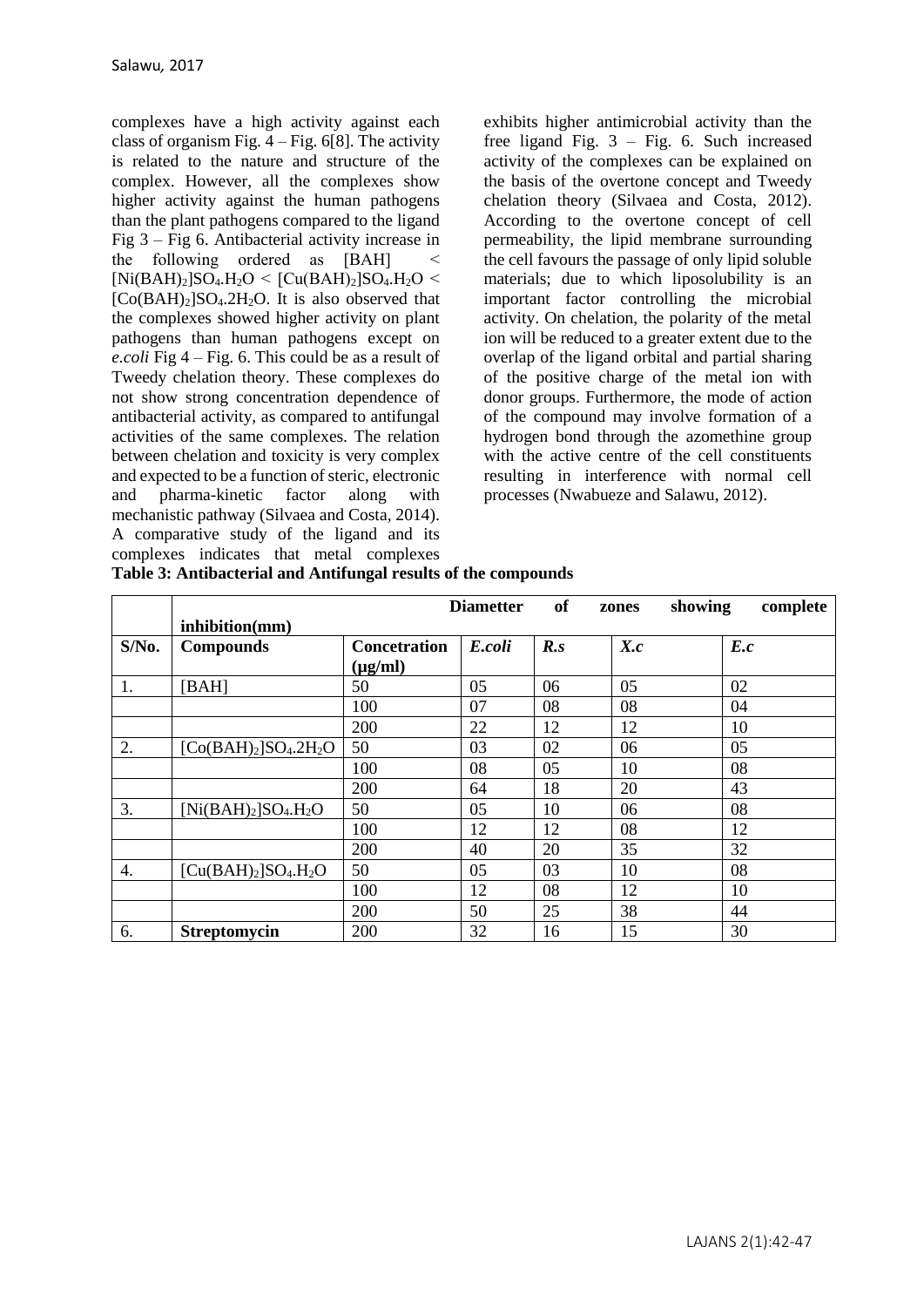complexes have a high activity against each class of organism Fig. 4 – Fig. 6[8]. The activity is related to the nature and structure of the complex. However, all the complexes show higher activity against the human pathogens than the plant pathogens compared to the ligand Fig 3 – Fig 6. Antibacterial activity increase in the following ordered as [BAH] < $[Ni(BAH)_2]SO_4.H_2O$ < $[Cu(BAH)_2]SO_4.H_2O$ < $[Co(BAH)_2]SO_4.2H_2O$. It is also observed that the complexes showed higher activity on plant pathogens than human pathogens except on *e.coli* Fig 4 – Fig. 6. This could be as a result of Tweedy chelation theory. These complexes do not show strong concentration dependence of antibacterial activity, as compared to antifungal activities of the same complexes. The relation between chelation and toxicity is very complex and expected to be a function of steric, electronic and pharma-kinetic factor along with mechanistic pathway (Silvaea and Costa, 2014). A comparative study of the ligand and its complexes indicates that metal complexes exhibits higher antimicrobial activity than the free ligand Fig. 3 – Fig. 6. Such increased activity of the complexes can be explained on the basis of the overtone concept and Tweedy chelation theory (Silvaea and Costa, 2012). According to the overtone concept of cell permeability, the lipid membrane surrounding the cell favours the passage of only lipid soluble materials; due to which liposolubility is an important factor controlling the microbial activity. On chelation, the polarity of the metal ion will be reduced to a greater extent due to the overlap of the ligand orbital and partial sharing of the positive charge of the metal ion with donor groups. Furthermore, the mode of action of the compound may involve formation of a hydrogen bond through the azomethine group with the active centre of the cell constituents resulting in interference with normal cell processes (Nwabueze and Salawu, 2012).

**Table 3: Antibacterial and Antifungal results of the compounds**

| | **Diametter of zones showing complete inhibition(mm)** | | | | | |
|---|---|---|---|---|---|---|
| **S/No.** | **Compounds** | **Concetration (μg/ml)** | ***E.coli*** | ***R.s*** | ***X.c*** | ***E.c*** |
| 1. | [BAH] | 50 | 05 | 06 | 05 | 02 |
| | | 100 | 07 | 08 | 08 | 04 |
| | | 200 | 22 | 12 | 12 | 10 |
| 2. | $[Co(BAH)_2]SO_4.2H_2O$ | 50 | 03 | 02 | 06 | 05 |
| | | 100 | 08 | 05 | 10 | 08 |
| | | 200 | 64 | 18 | 20 | 43 |
| 3. | $[Ni(BAH)_2]SO_4.H_2O$ | 50 | 05 | 10 | 06 | 08 |
| | | 100 | 12 | 12 | 08 | 12 |
| | | 200 | 40 | 20 | 35 | 32 |
| 4. | $[Cu(BAH)_2]SO_4.H_2O$ | 50 | 05 | 03 | 10 | 08 |
| | | 100 | 12 | 08 | 12 | 10 |
| | | 200 | 50 | 25 | 38 | 44 |
| 6. | **Streptomycin** | 200 | 32 | 16 | 15 | 30 |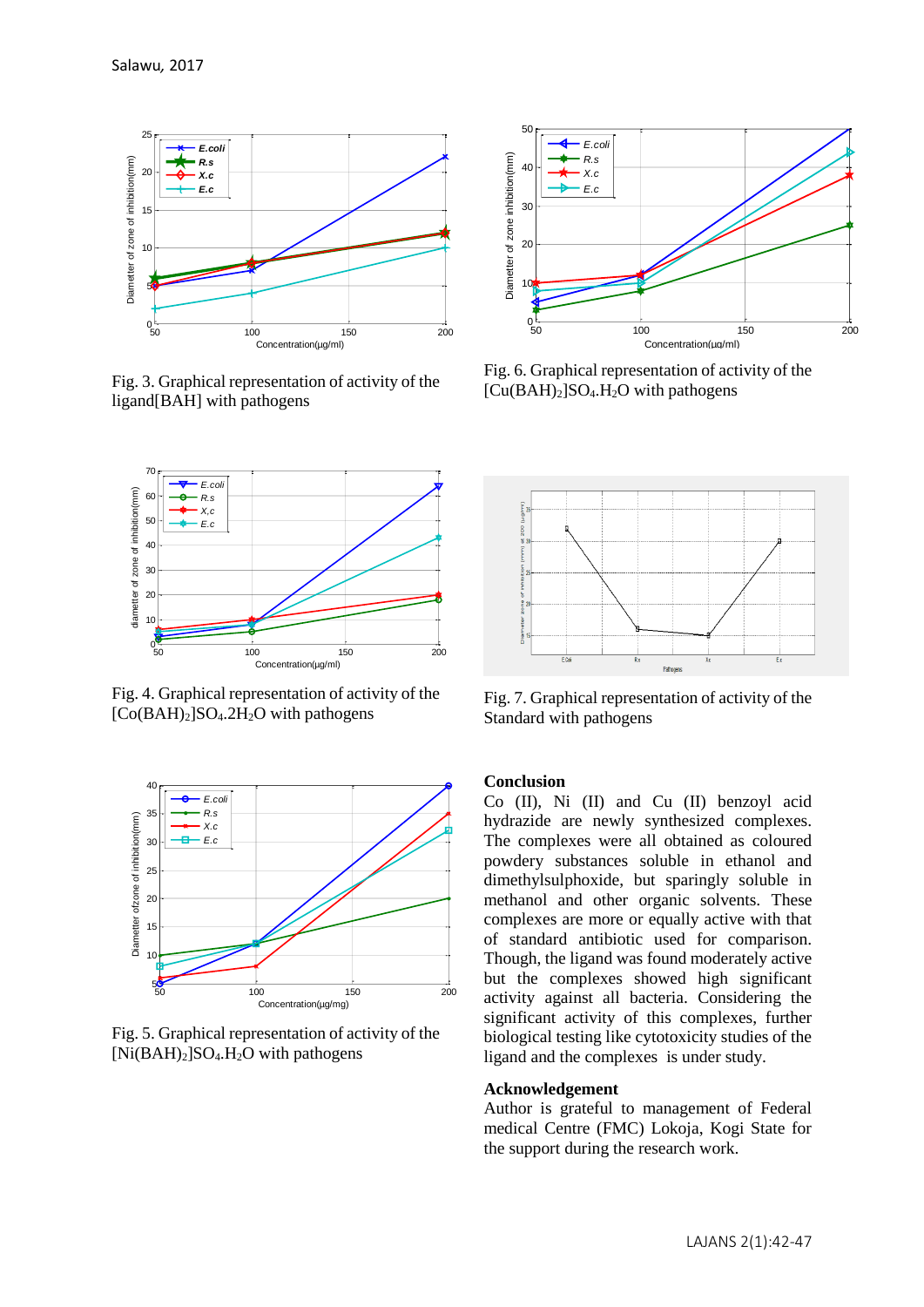Fig. 3. Graphical representation of activity of the ligand[BAH] with pathogens

Fig. 6. Graphical representation of activity of the $[Cu(BAH)_2]SO_4.H_2O$ with pathogens

Fig. 4. Graphical representation of activity of the $[Co(BAH)_2]SO_4.2H_2O$ with pathogens

Fig. 7. Graphical representation of activity of the Standard with pathogens

Fig. 5. Graphical representation of activity of the $[Ni(BAH)_2]SO_4.H_2O$ with pathogens

## Conclusion

Co (II), Ni (II) and Cu (II) benzoyl acid hydrazide are newly synthesized complexes. The complexes were all obtained as coloured powdery substances soluble in ethanol and dimethylsulphoxide, but sparingly soluble in methanol and other organic solvents. These complexes are more or equally active with that of standard antibiotic used for comparison. Though, the ligand was found moderately active but the complexes showed high significant activity against all bacteria. Considering the significant activity of this complexes, further biological testing like cytotoxicity studies of the ligand and the complexes is under study.

## Acknowledgement

Author is grateful to management of Federal medical Centre (FMC) Lokoja, Kogi State for the support during the research work.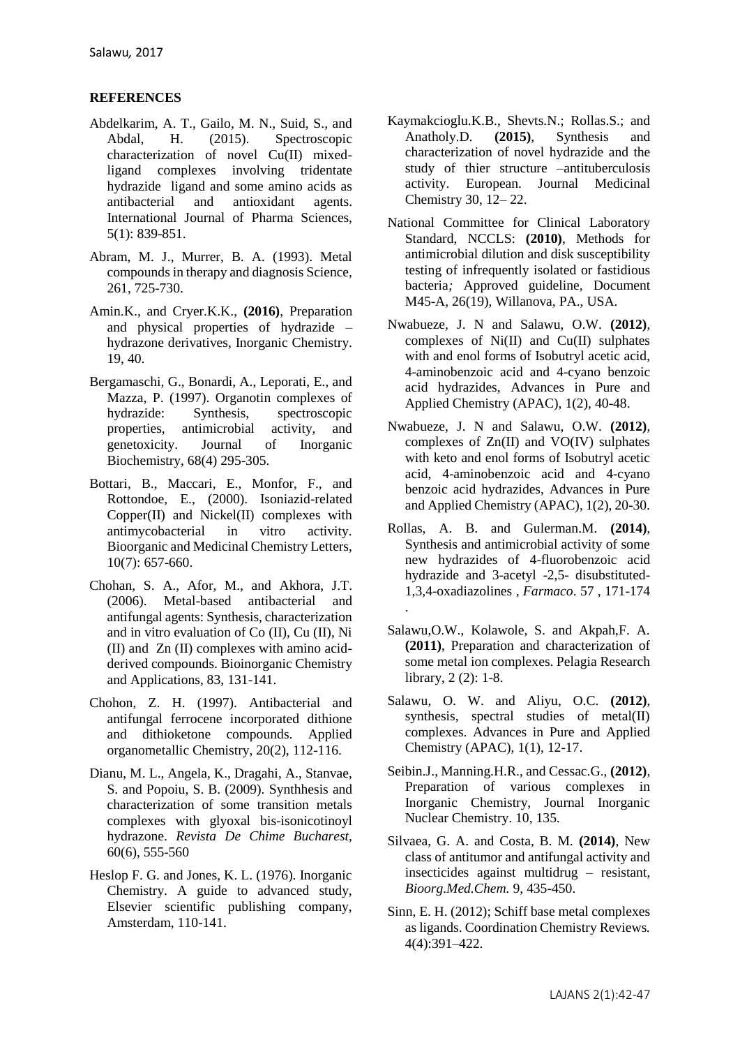## REFERENCES

Abdelkarim, A. T., Gailo, M. N., Suid, S., and Abdal, H. (2015). Spectroscopic characterization of novel Cu(II) mixed-ligand complexes involving tridentate hydrazide ligand and some amino acids as antibacterial and antioxidant agents. International Journal of Pharma Sciences, 5(1): 839-851.

Abram, M. J., Murrer, B. A. (1993). Metal compounds in therapy and diagnosis Science, 261, 725-730.

Amin.K., and Cryer.K.K., **(2016)**, Preparation and physical properties of hydrazide – hydrazone derivatives, Inorganic Chemistry. 19, 40.

Bergamaschi, G., Bonardi, A., Leporati, E., and Mazza, P. (1997). Organotin complexes of hydrazide: Synthesis, spectroscopic properties, antimicrobial activity, and genetoxicity. Journal of Inorganic Biochemistry, 68(4) 295-305.

Bottari, B., Maccari, E., Monfor, F., and Rottondoe, E., (2000). Isoniazid-related Copper(II) and Nickel(II) complexes with antimycobacterial in vitro activity. Bioorganic and Medicinal Chemistry Letters, 10(7): 657-660.

Chohan, S. A., Afor, M., and Akhora, J.T. (2006). Metal-based antibacterial and antifungal agents: Synthesis, characterization and in vitro evaluation of Co (II), Cu (II), Ni (II) and Zn (II) complexes with amino acid-derived compounds. Bioinorganic Chemistry and Applications, 83, 131-141.

Chohon, Z. H. (1997). Antibacterial and antifungal ferrocene incorporated dithione and dithioketone compounds. Applied organometallic Chemistry, 20(2), 112-116.

Dianu, M. L., Angela, K., Dragahi, A., Stanvae, S. and Popoiu, S. B. (2009). Synthhesis and characterization of some transition metals complexes with glyoxal bis-isonicotinoyl hydrazone. *Revista De Chime Bucharest*, 60(6), 555-560

Heslop F. G. and Jones, K. L. (1976). Inorganic Chemistry. A guide to advanced study, Elsevier scientific publishing company, Amsterdam, 110-141.

Kaymakcioglu.K.B., Shevts.N.; Rollas.S.; and Anatholy.D. **(2015)**, Synthesis and characterization of novel hydrazide and the study of thier structure –antituberculosis activity. European. Journal Medicinal Chemistry 30, 12– 22.

National Committee for Clinical Laboratory Standard, NCCLS: **(2010)**, Methods for antimicrobial dilution and disk susceptibility testing of infrequently isolated or fastidious bacteria*;* Approved guideline, Document M45-A, 26(19), Willanova, PA., USA.

Nwabueze, J. N and Salawu, O.W. **(2012)**, complexes of Ni(II) and Cu(II) sulphates with and enol forms of Isobutryl acetic acid, 4-aminobenzoic acid and 4-cyano benzoic acid hydrazides, Advances in Pure and Applied Chemistry (APAC), 1(2), 40-48.

Nwabueze, J. N and Salawu, O.W. **(2012)**, complexes of Zn(II) and VO(IV) sulphates with keto and enol forms of Isobutryl acetic acid, 4-aminobenzoic acid and 4-cyano benzoic acid hydrazides, Advances in Pure and Applied Chemistry (APAC), 1(2), 20-30.

Rollas, A. B. and Gulerman.M. **(2014)**, Synthesis and antimicrobial activity of some new hydrazides of 4-fluorobenzoic acid hydrazide and 3-acetyl -2,5- disubstituted-1,3,4-oxadiazolines , *Farmaco*. 57 , 171-174 .

Salawu,O.W., Kolawole, S. and Akpah,F. A. **(2011)**, Preparation and characterization of some metal ion complexes. Pelagia Research library, 2 (2): 1-8.

Salawu, O. W. and Aliyu, O.C. **(2012)**, synthesis, spectral studies of metal(II) complexes. Advances in Pure and Applied Chemistry (APAC), 1(1), 12-17.

Seibin.J., Manning.H.R., and Cessac.G., **(2012)**, Preparation of various complexes in Inorganic Chemistry, Journal Inorganic Nuclear Chemistry. 10, 135.

Silvaea, G. A. and Costa, B. M. **(2014)**, New class of antitumor and antifungal activity and insecticides against multidrug – resistant, *Bioorg.Med.Chem.* 9, 435-450.

Sinn, E. H. (2012); Schiff base metal complexes as ligands. Coordination Chemistry Reviews*.* 4(4):391–422.